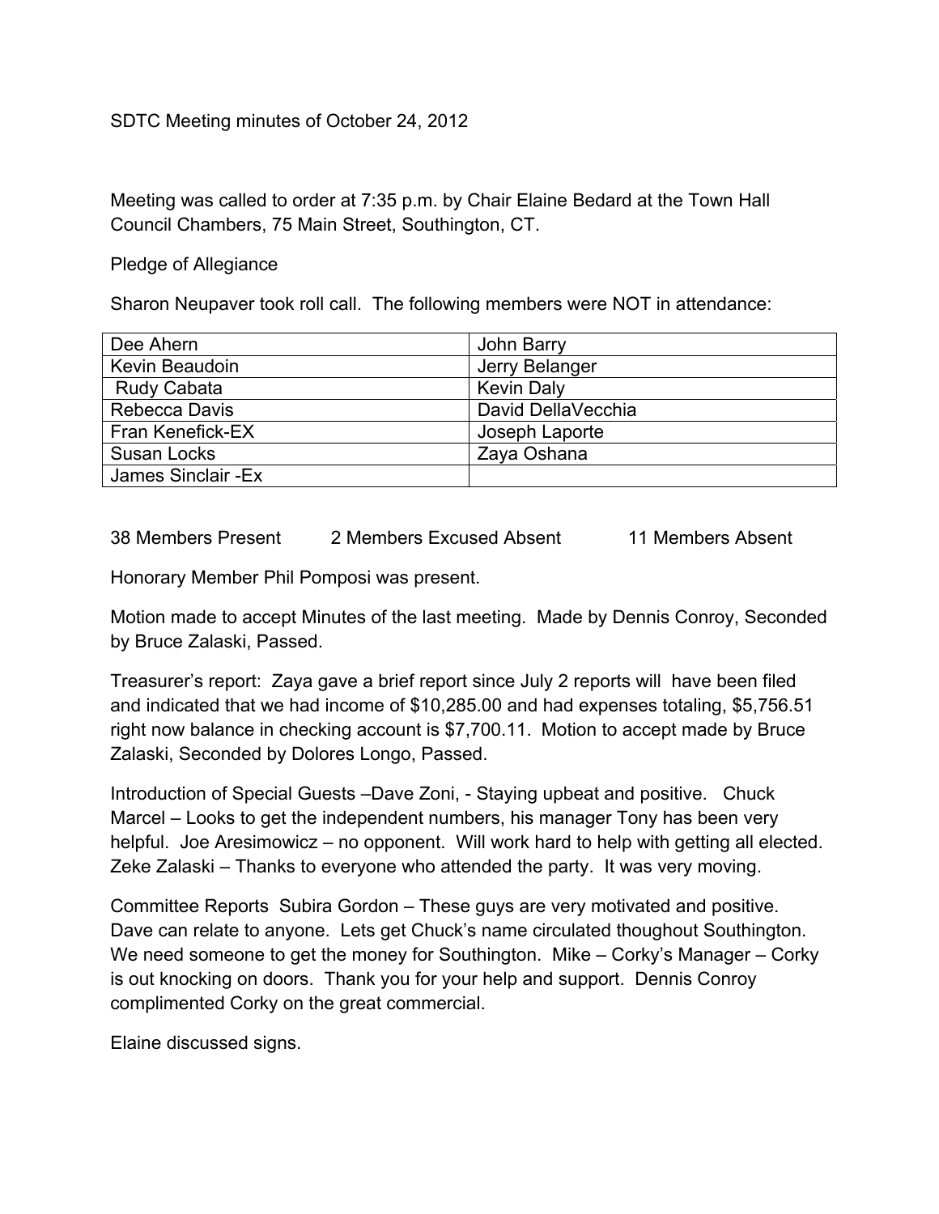SDTC Meeting minutes of October 24, 2012

Meeting was called to order at 7:35 p.m. by Chair Elaine Bedard at the Town Hall Council Chambers, 75 Main Street, Southington, CT.

Pledge of Allegiance

Sharon Neupaver took roll call. The following members were NOT in attendance:

| | |
|---|---|
| Dee Ahern | John Barry |
| Kevin Beaudoin | Jerry Belanger |
| Rudy Cabata | Kevin Daly |
| Rebecca Davis | David DellaVecchia |
| Fran Kenefick-EX | Joseph Laporte |
| Susan Locks | Zaya Oshana |
| James Sinclair -Ex | |

38 Members Present     2 Members Excused Absent     11 Members Absent

Honorary Member Phil Pomposi was present.

Motion made to accept Minutes of the last meeting. Made by Dennis Conroy, Seconded by Bruce Zalaski, Passed.

Treasurer's report: Zaya gave a brief report since July 2 reports will have been filed and indicated that we had income of $10,285.00 and had expenses totaling, $5,756.51 right now balance in checking account is $7,700.11. Motion to accept made by Bruce Zalaski, Seconded by Dolores Longo, Passed.

Introduction of Special Guests –Dave Zoni, - Staying upbeat and positive. Chuck Marcel – Looks to get the independent numbers, his manager Tony has been very helpful. Joe Aresimowicz – no opponent. Will work hard to help with getting all elected. Zeke Zalaski – Thanks to everyone who attended the party. It was very moving.

Committee Reports Subira Gordon – These guys are very motivated and positive. Dave can relate to anyone. Lets get Chuck's name circulated thoughout Southington. We need someone to get the money for Southington. Mike – Corky's Manager – Corky is out knocking on doors. Thank you for your help and support. Dennis Conroy complimented Corky on the great commercial.

Elaine discussed signs.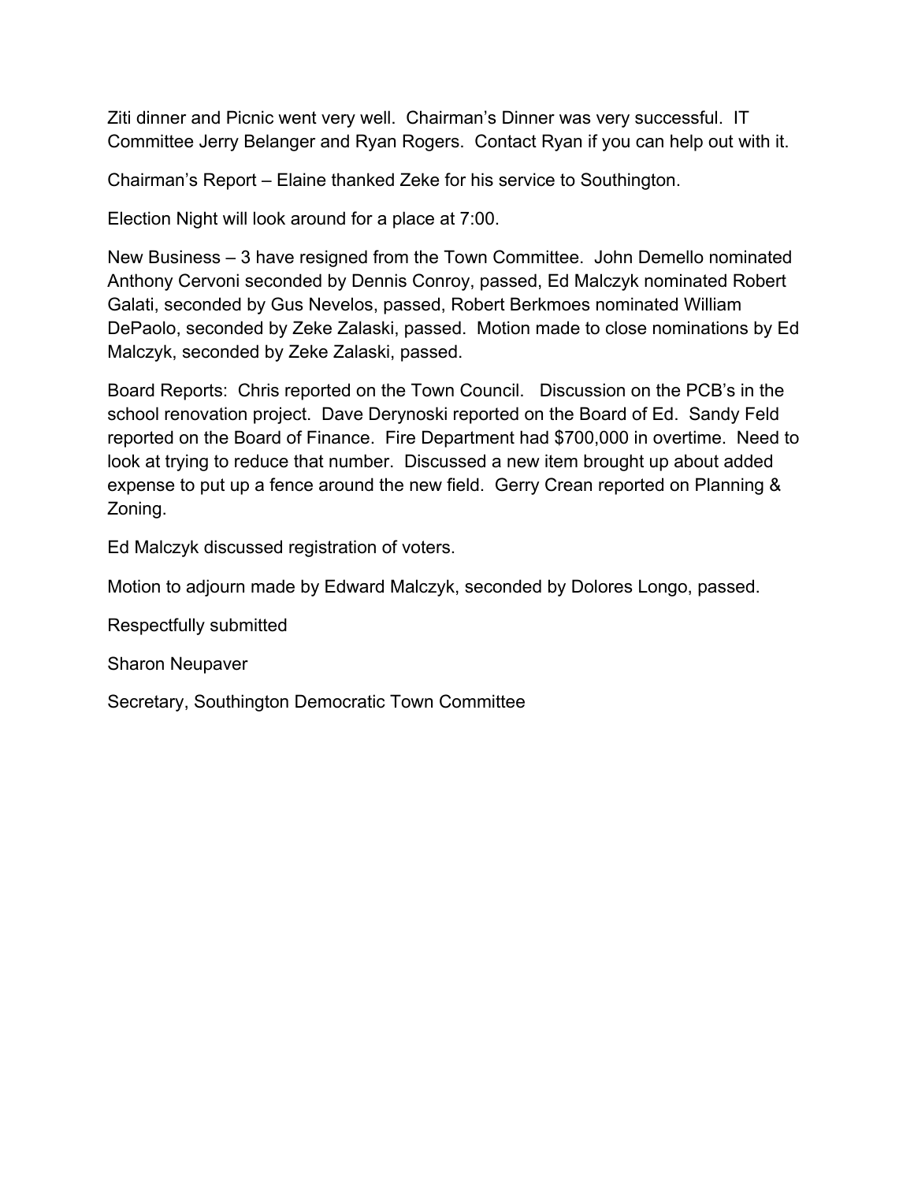Ziti dinner and Picnic went very well. Chairman's Dinner was very successful. IT Committee Jerry Belanger and Ryan Rogers. Contact Ryan if you can help out with it.

Chairman's Report – Elaine thanked Zeke for his service to Southington.

Election Night will look around for a place at 7:00.

New Business – 3 have resigned from the Town Committee. John Demello nominated Anthony Cervoni seconded by Dennis Conroy, passed, Ed Malczyk nominated Robert Galati, seconded by Gus Nevelos, passed, Robert Berkmoes nominated William DePaolo, seconded by Zeke Zalaski, passed. Motion made to close nominations by Ed Malczyk, seconded by Zeke Zalaski, passed.

Board Reports: Chris reported on the Town Council. Discussion on the PCB's in the school renovation project. Dave Derynoski reported on the Board of Ed. Sandy Feld reported on the Board of Finance. Fire Department had $700,000 in overtime. Need to look at trying to reduce that number. Discussed a new item brought up about added expense to put up a fence around the new field. Gerry Crean reported on Planning & Zoning.

Ed Malczyk discussed registration of voters.

Motion to adjourn made by Edward Malczyk, seconded by Dolores Longo, passed.

Respectfully submitted

Sharon Neupaver

Secretary, Southington Democratic Town Committee